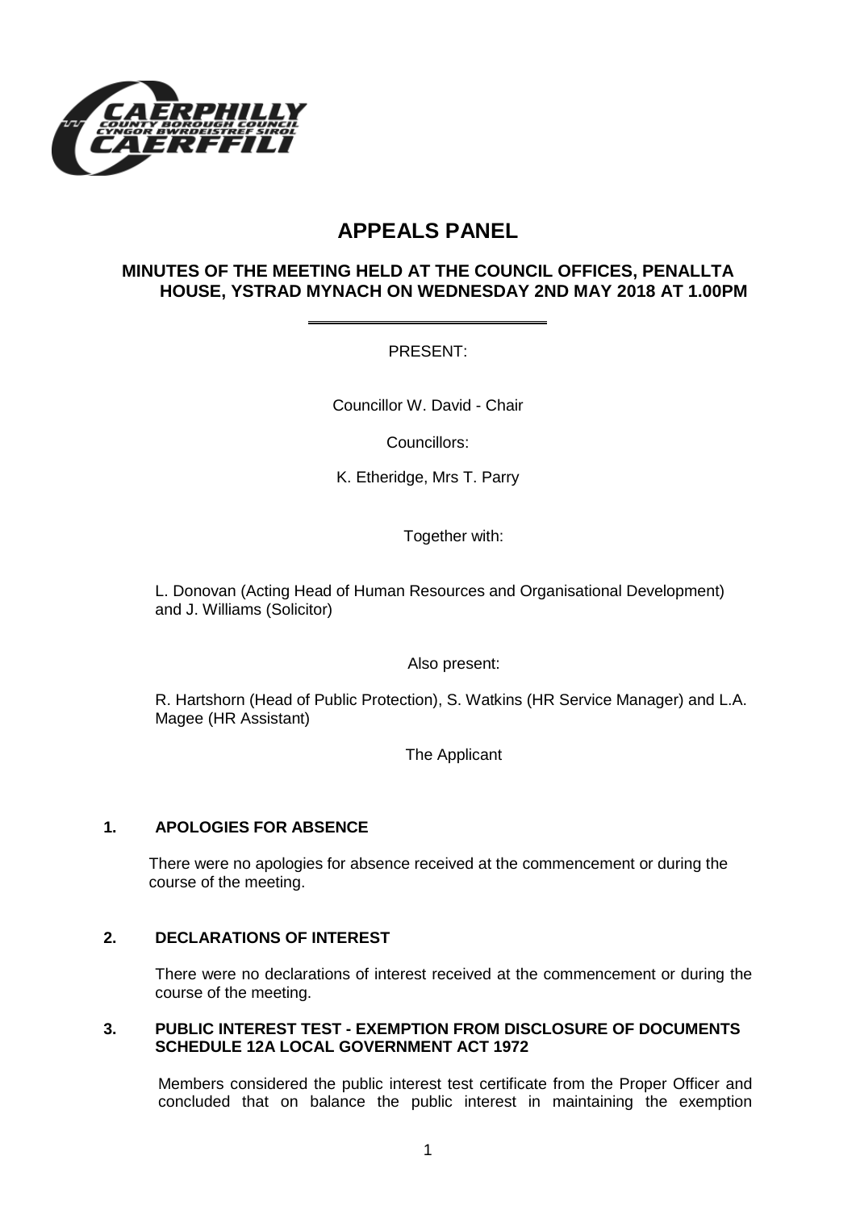# APPEALS PANEL

## MINUTES OF THE MEETING HELD AT THE COUNCIL OFFICES, PENALLTA HOUSE, YSTRAD MYNACH ON WEDNESDAY 2ND MAY 2018 AT 1.00PM

PRESENT:

Councillor W. David - Chair

Councillors:

K. Etheridge, Mrs T. Parry

Together with:

L. Donovan (Acting Head of Human Resources and Organisational Development) and J. Williams (Solicitor)

Also present:

R. Hartshorn (Head of Public Protection), S. Watkins (HR Service Manager) and L.A. Magee (HR Assistant)

The Applicant

### 1. APOLOGIES FOR ABSENCE

There were no apologies for absence received at the commencement or during the course of the meeting.

### 2. DECLARATIONS OF INTEREST

There were no declarations of interest received at the commencement or during the course of the meeting.

### 3. PUBLIC INTEREST TEST - EXEMPTION FROM DISCLOSURE OF DOCUMENTS SCHEDULE 12A LOCAL GOVERNMENT ACT 1972

Members considered the public interest test certificate from the Proper Officer and concluded that on balance the public interest in maintaining the exemption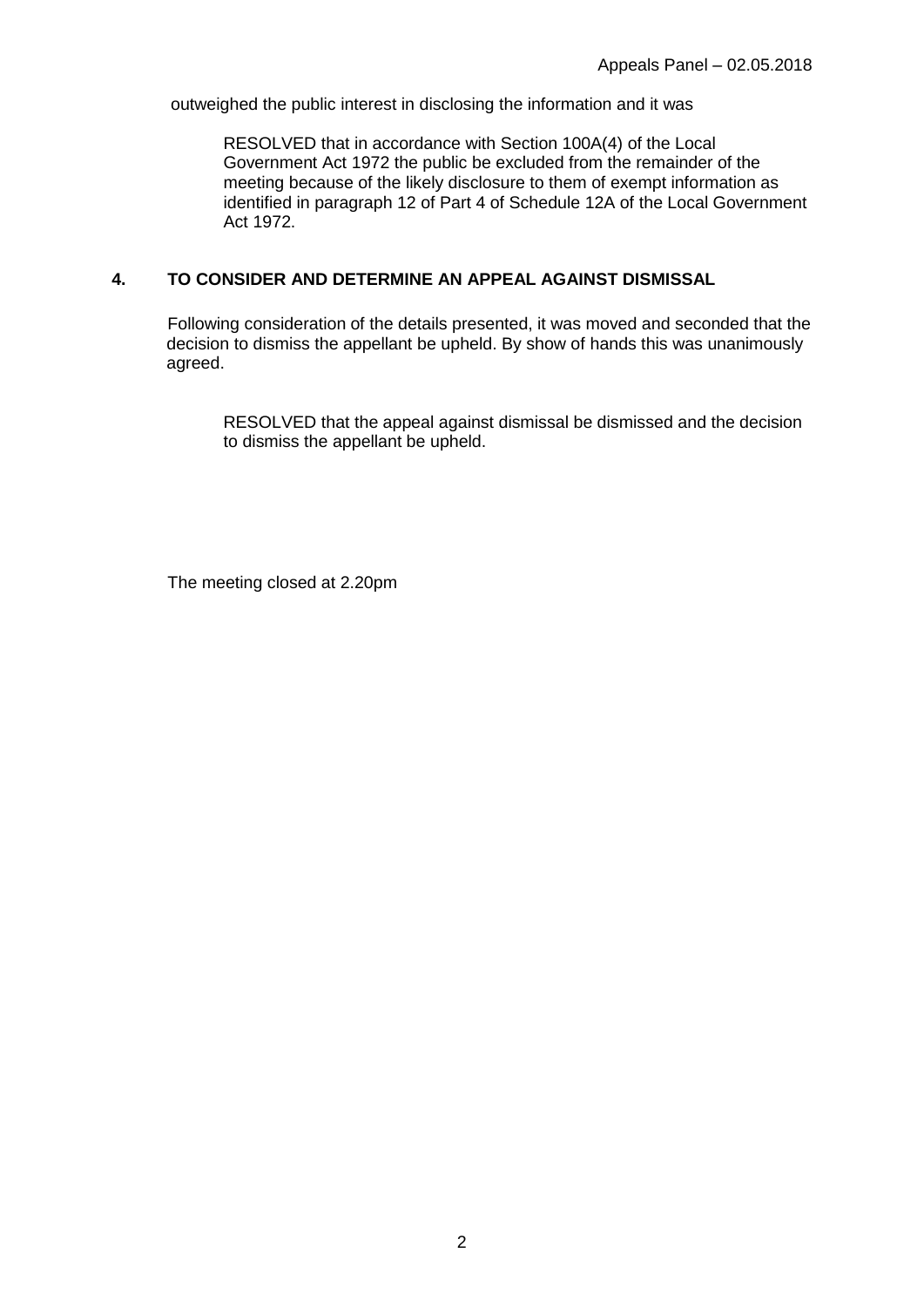outweighed the public interest in disclosing the information and it was

> RESOLVED that in accordance with Section 100A(4) of the Local Government Act 1972 the public be excluded from the remainder of the meeting because of the likely disclosure to them of exempt information as identified in paragraph 12 of Part 4 of Schedule 12A of the Local Government Act 1972.

## 4. TO CONSIDER AND DETERMINE AN APPEAL AGAINST DISMISSAL

Following consideration of the details presented, it was moved and seconded that the decision to dismiss the appellant be upheld. By show of hands this was unanimously agreed.

> RESOLVED that the appeal against dismissal be dismissed and the decision to dismiss the appellant be upheld.

The meeting closed at 2.20pm